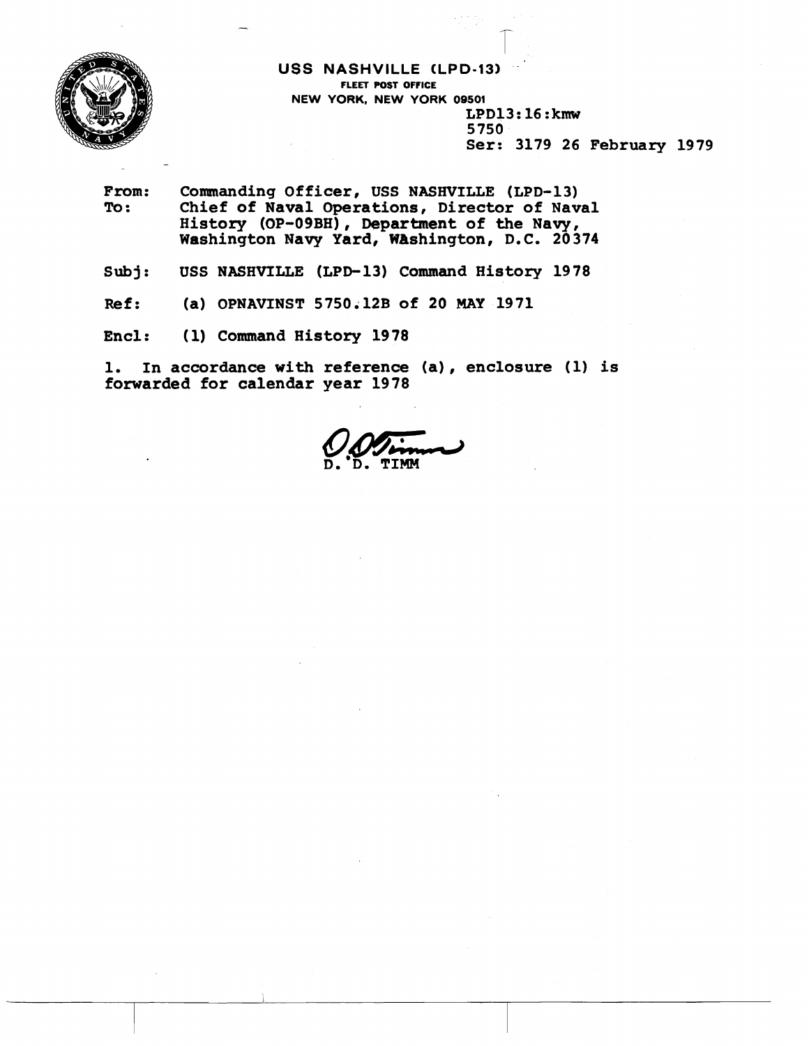**USS NASHVILLE (LPD-13)**
FLEET POST OFFICE
NEW YORK, NEW YORK 09501

LPD13:16:kmw
5750
Ser: 3179 26 February 1979

From: Commanding Officer, USS NASHVILLE (LPD-13)
To: Chief of Naval Operations, Director of Naval History (OP-09BH), Department of the Navy, Washington Navy Yard, Washington, D.C. 20374

Subj: USS NASHVILLE (LPD-13) Command History 1978

Ref: (a) OPNAVINST 5750.12B of 20 MAY 1971

Encl: (1) Command History 1978

1. In accordance with reference (a), enclosure (1) is forwarded for calendar year 1978

D. D. TIMM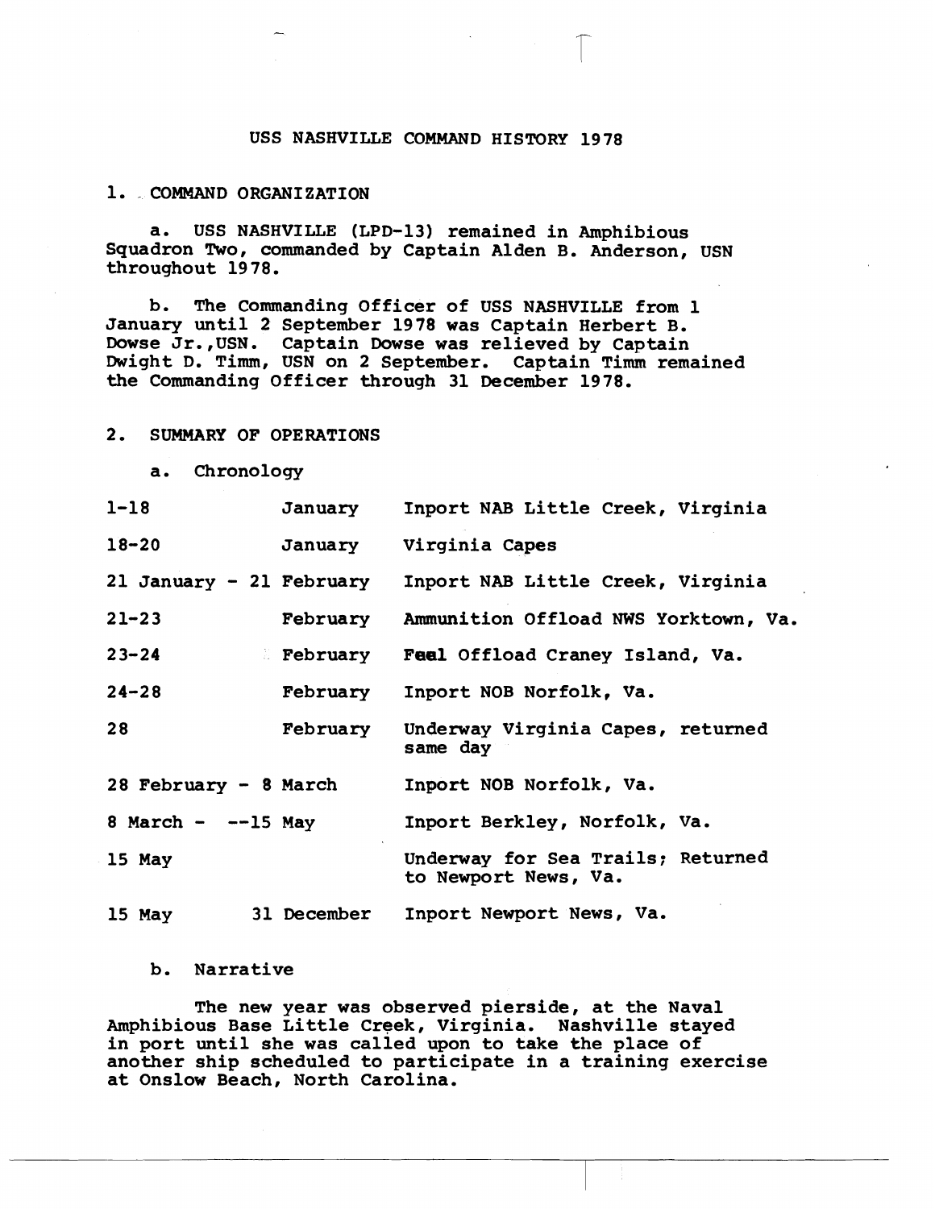# USS NASHVILLE COMMAND HISTORY 1978

## 1. COMMAND ORGANIZATION

a. USS NASHVILLE (LPD-13) remained in Amphibious Squadron Two, commanded by Captain Alden B. Anderson, USN throughout 1978.

b. The Commanding Officer of USS NASHVILLE from 1 January until 2 September 1978 was Captain Herbert B. Dowse Jr.,USN. Captain Dowse was relieved by Captain Dwight D. Timm, USN on 2 September. Captain Timm remained the Commanding Officer through 31 December 1978.

## 2. SUMMARY OF OPERATIONS

a. Chronology

| | | |
|---|---|---|
| 1-18 | January | Inport NAB Little Creek, Virginia |
| 18-20 | January | Virginia Capes |
| 21 January - 21 February | | Inport NAB Little Creek, Virginia |
| 21-23 | February | Ammunition Offload NWS Yorktown, Va. |
| 23-24 | February | Fual Offload Craney Island, Va. |
| 24-28 | February | Inport NOB Norfolk, Va. |
| 28 | February | Underway Virginia Capes, returned same day |
| 28 February - 8 March | | Inport NOB Norfolk, Va. |
| 8 March - --15 May | | Inport Berkley, Norfolk, Va. |
| 15 May | | Underway for Sea Trails; Returned to Newport News, Va. |
| 15 May | 31 December | Inport Newport News, Va. |

b. Narrative

The new year was observed pierside, at the Naval Amphibious Base Little Creek, Virginia. Nashville stayed in port until she was called upon to take the place of another ship scheduled to participate in a training exercise at Onslow Beach, North Carolina.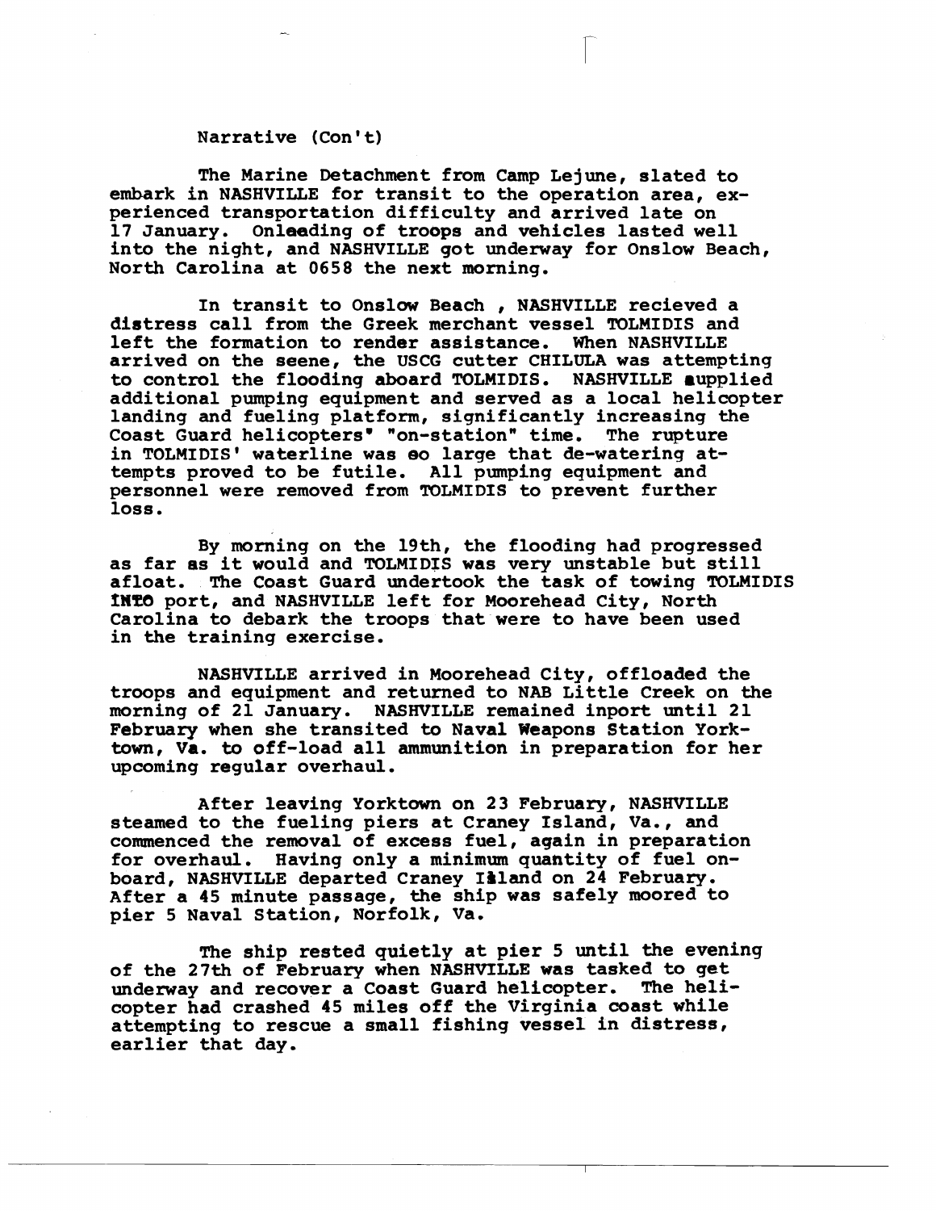Narrative (Con't)

The Marine Detachment from Camp Lejune, slated to embark in NASHVILLE for transit to the operation area, experienced transportation difficulty and arrived late on 17 January. Onleading of troops and vehicles lasted well into the night, and NASHVILLE got underway for Onslow Beach, North Carolina at 0658 the next morning.

In transit to Onslow Beach , NASHVILLE recieved a distress call from the Greek merchant vessel TOLMIDIS and left the formation to render assistance. When NASHVILLE arrived on the seene, the USCG cutter CHILULA was attempting to control the flooding aboard TOLMIDIS. NASHVILLE supplied additional pumping equipment and served as a local helicopter landing and fueling platform, significantly increasing the Coast Guard helicopters' "on-station" time. The rupture in TOLMIDIS' waterline was so large that de-watering attempts proved to be futile. All pumping equipment and personnel were removed from TOLMIDIS to prevent further loss.

By morning on the 19th, the flooding had progressed as far as it would and TOLMIDIS was very unstable but still afloat. The Coast Guard undertook the task of towing TOLMIDIS INTO port, and NASHVILLE left for Moorehead City, North Carolina to debark the troops that were to have been used in the training exercise.

NASHVILLE arrived in Moorehead City, offloaded the troops and equipment and returned to NAB Little Creek on the morning of 21 January. NASHVILLE remained inport until 21 February when she transited to Naval Weapons Station Yorktown, Va. to off-load all ammunition in preparation for her upcoming regular overhaul.

After leaving Yorktown on 23 February, NASHVILLE steamed to the fueling piers at Craney Island, Va., and commenced the removal of excess fuel, again in preparation for overhaul. Having only a minimum quantity of fuel onboard, NASHVILLE departed Craney Island on 24 February. After a 45 minute passage, the ship was safely moored to pier 5 Naval Station, Norfolk, Va.

The ship rested quietly at pier 5 until the evening of the 27th of February when NASHVILLE was tasked to get underway and recover a Coast Guard helicopter. The helicopter had crashed 45 miles off the Virginia coast while attempting to rescue a small fishing vessel in distress, earlier that day.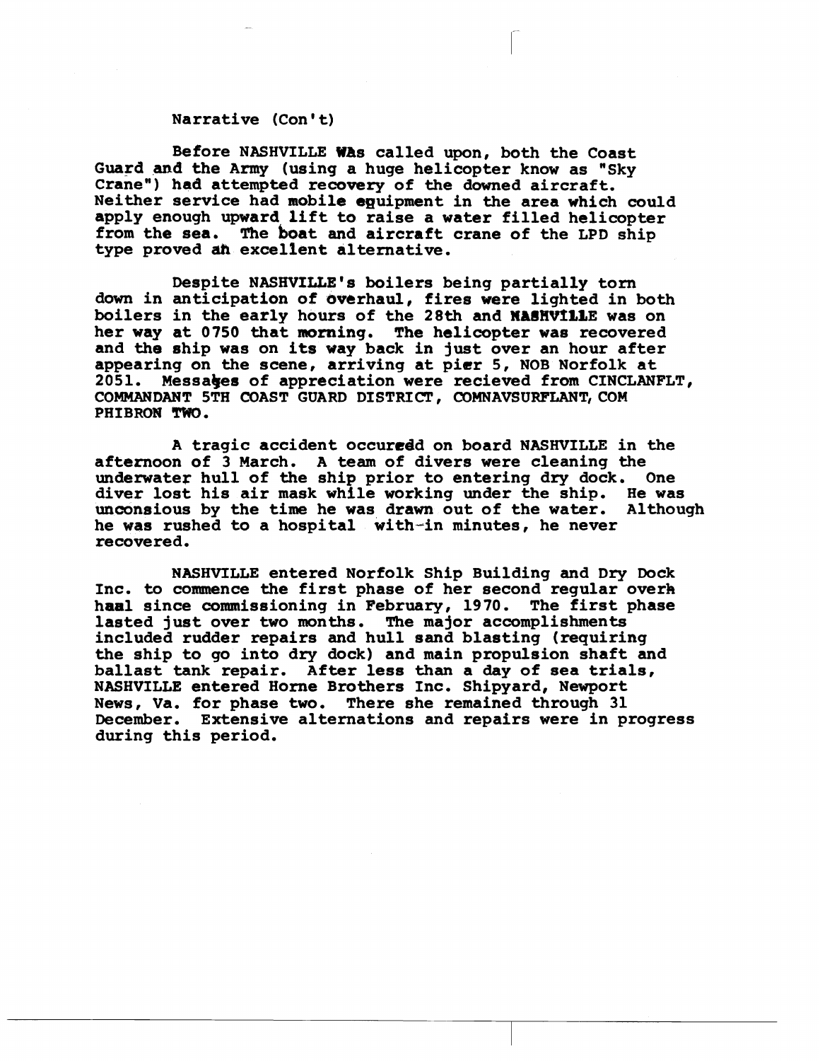Narrative (Con't)

Before NASHVILLE was called upon, both the Coast Guard and the Army (using a huge helicopter know as "Sky Crane") had attempted recovery of the downed aircraft. Neither service had mobile equipment in the area which could apply enough upward lift to raise a water filled helicopter from the sea. The boat and aircraft crane of the LPD ship type proved an excellent alternative.

Despite NASHVILLE's boilers being partially torn down in anticipation of overhaul, fires were lighted in both boilers in the early hours of the 28th and NASHVILLE was on her way at 0750 that morning. The helicopter was recovered and the ship was on its way back in just over an hour after appearing on the scene, arriving at pier 5, NOB Norfolk at 2051. Messages of appreciation were recieved from CINCLANFLT, COMMANDANT 5TH COAST GUARD DISTRICT, COMNAVSURFLANT, COM PHIBRON TWO.

A tragic accident occuredd on board NASHVILLE in the afternoon of 3 March. A team of divers were cleaning the underwater hull of the ship prior to entering dry dock. One diver lost his air mask while working under the ship. He was unconsious by the time he was drawn out of the water. Although he was rushed to a hospital with-in minutes, he never recovered.

NASHVILLE entered Norfolk Ship Building and Dry Dock Inc. to commence the first phase of her second regular overh haal since commissioning in February, 1970. The first phase lasted just over two months. The major accomplishments included rudder repairs and hull sand blasting (requiring the ship to go into dry dock) and main propulsion shaft and ballast tank repair. After less than a day of sea trials, NASHVILLE entered Horne Brothers Inc. Shipyard, Newport News, Va. for phase two. There she remained through 31 December. Extensive alternations and repairs were in progress during this period.